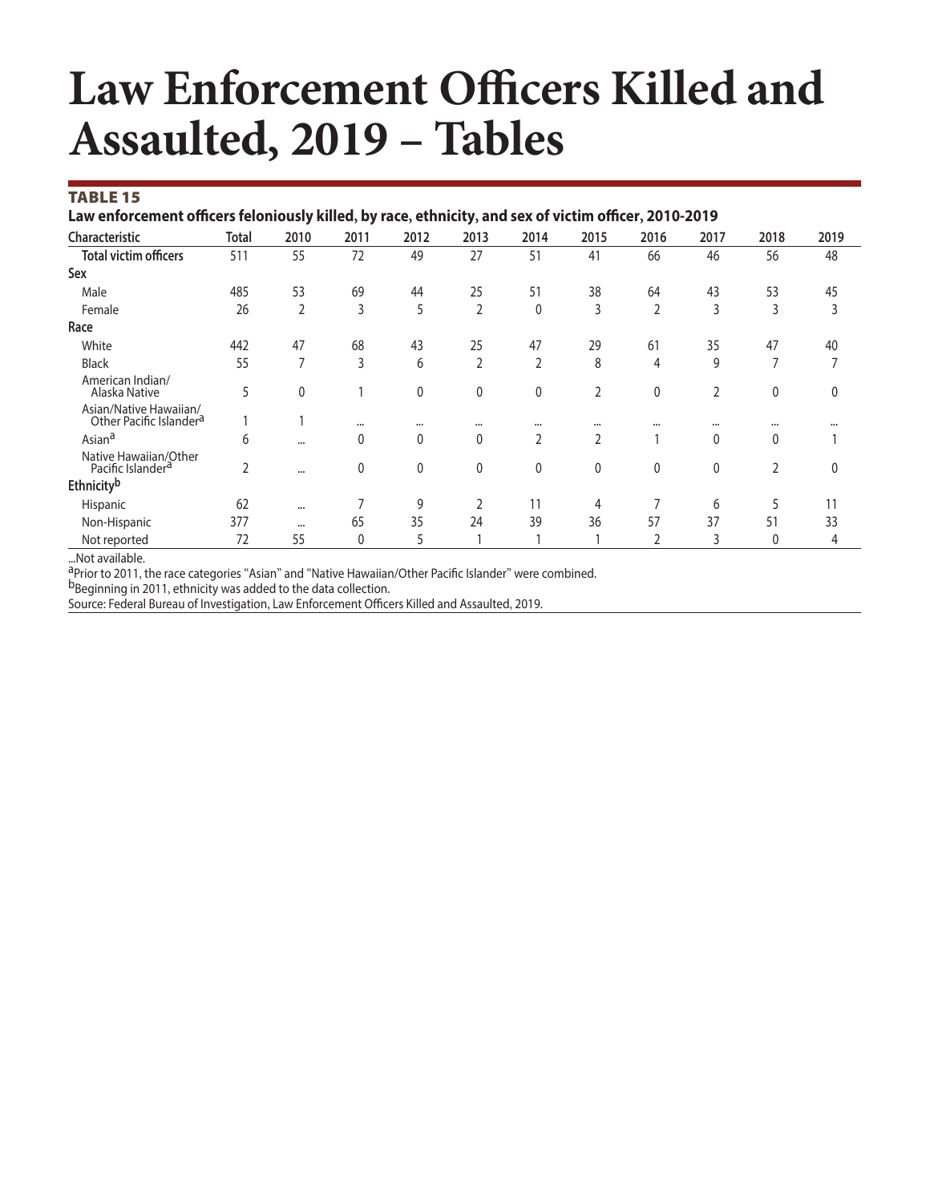# Law Enforcement Officers Killed and Assaulted, 2019 – Tables

## TABLE 15

**Law enforcement officers feloniously killed, by race, ethnicity, and sex of victim officer, 2010-2019**

| Characteristic | Total | 2010 | 2011 | 2012 | 2013 | 2014 | 2015 | 2016 | 2017 | 2018 | 2019 |
|---|---|---|---|---|---|---|---|---|---|---|---|
| **Total victim officers** | 511 | 55 | 72 | 49 | 27 | 51 | 41 | 66 | 46 | 56 | 48 |
| **Sex** | | | | | | | | | | | |
| Male | 485 | 53 | 69 | 44 | 25 | 51 | 38 | 64 | 43 | 53 | 45 |
| Female | 26 | 2 | 3 | 5 | 2 | 0 | 3 | 2 | 3 | 3 | 3 |
| **Race** | | | | | | | | | | | |
| White | 442 | 47 | 68 | 43 | 25 | 47 | 29 | 61 | 35 | 47 | 40 |
| Black | 55 | 7 | 3 | 6 | 2 | 2 | 8 | 4 | 9 | 7 | 7 |
| American Indian/ Alaska Native | 5 | 0 | 1 | 0 | 0 | 0 | 2 | 0 | 2 | 0 | 0 |
| Asian/Native Hawaiian/ Other Pacific Islander[a] | 1 | 1 | ... | ... | ... | ... | ... | ... | ... | ... | ... |
| Asian[a] | 6 | ... | 0 | 0 | 0 | 2 | 2 | 1 | 0 | 0 | 1 |
| Native Hawaiian/Other Pacific Islander[a] | 2 | ... | 0 | 0 | 0 | 0 | 0 | 0 | 0 | 2 | 0 |
| **Ethnicity[b]** | | | | | | | | | | | |
| Hispanic | 62 | ... | 7 | 9 | 2 | 11 | 4 | 7 | 6 | 5 | 11 |
| Non-Hispanic | 377 | ... | 65 | 35 | 24 | 39 | 36 | 57 | 37 | 51 | 33 |
| Not reported | 72 | 55 | 0 | 5 | 1 | 1 | 1 | 2 | 3 | 0 | 4 |

...Not available.
[a]Prior to 2011, the race categories "Asian" and "Native Hawaiian/Other Pacific Islander" were combined.
[b]Beginning in 2011, ethnicity was added to the data collection.
Source: Federal Bureau of Investigation, Law Enforcement Officers Killed and Assaulted, 2019.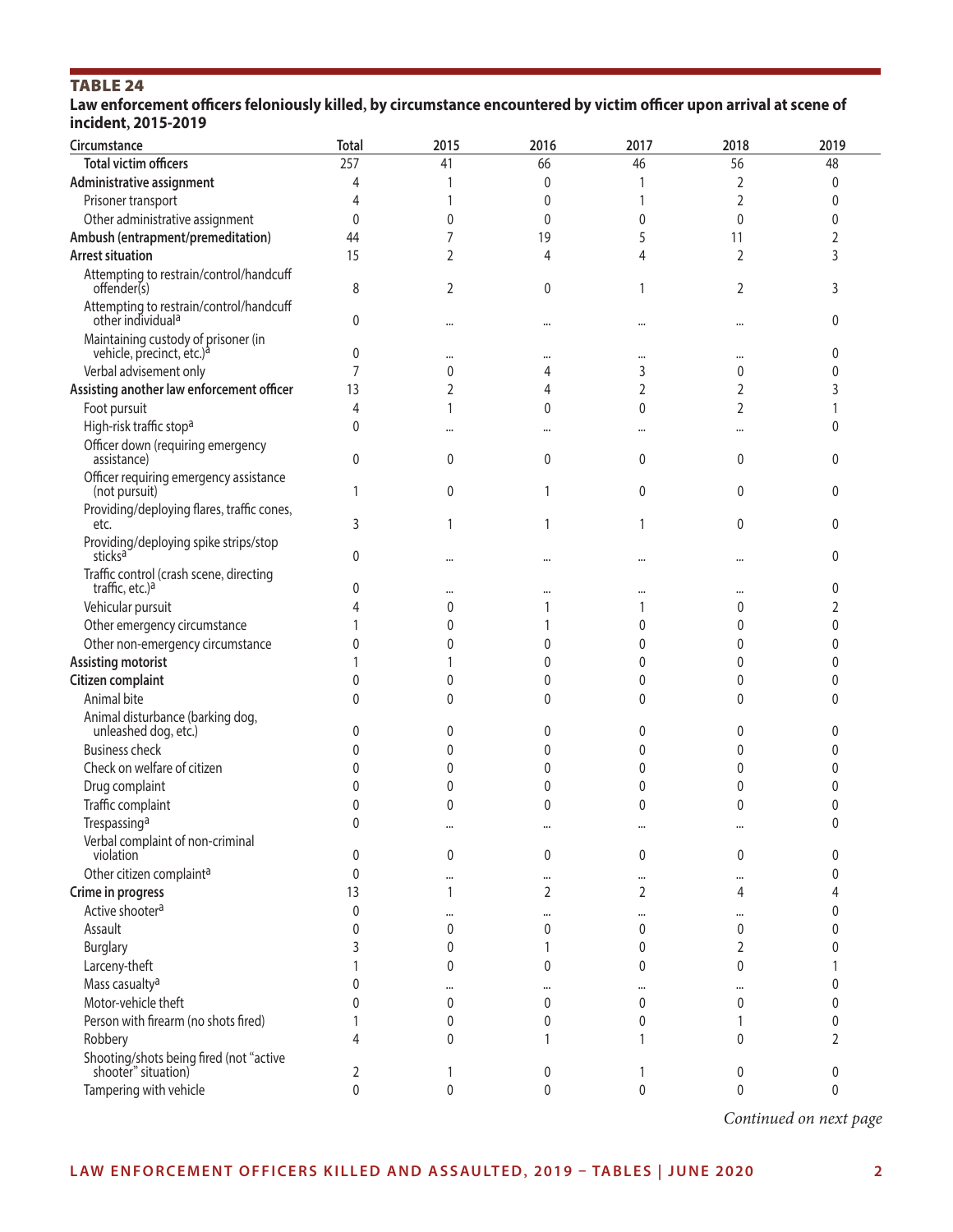## TABLE 24

### Law enforcement officers feloniously killed, by circumstance encountered by victim officer upon arrival at scene of incident, 2015-2019

| Circumstance | Total | 2015 | 2016 | 2017 | 2018 | 2019 |
|---|---|---|---|---|---|---|
| **Total victim officers** | 257 | 41 | 66 | 46 | 56 | 48 |
| **Administrative assignment** | 4 | 1 | 0 | 1 | 2 | 0 |
| Prisoner transport | 4 | 1 | 0 | 1 | 2 | 0 |
| Other administrative assignment | 0 | 0 | 0 | 0 | 0 | 0 |
| **Ambush (entrapment/premeditation)** | 44 | 7 | 19 | 5 | 11 | 2 |
| **Arrest situation** | 15 | 2 | 4 | 4 | 2 | 3 |
| Attempting to restrain/control/handcuff offender(s) | 8 | 2 | 0 | 1 | 2 | 3 |
| Attempting to restrain/control/handcuff other individual[a] | 0 | ... | ... | ... | ... | 0 |
| Maintaining custody of prisoner (in vehicle, precinct, etc.)[a] | 0 | ... | ... | ... | ... | 0 |
| Verbal advisement only | 7 | 0 | 4 | 3 | 0 | 0 |
| **Assisting another law enforcement officer** | 13 | 2 | 4 | 2 | 2 | 3 |
| Foot pursuit | 4 | 1 | 0 | 0 | 2 | 1 |
| High-risk traffic stop[a] | 0 | ... | ... | ... | ... | 0 |
| Officer down (requiring emergency assistance) | 0 | 0 | 0 | 0 | 0 | 0 |
| Officer requiring emergency assistance (not pursuit) | 1 | 0 | 1 | 0 | 0 | 0 |
| Providing/deploying flares, traffic cones, etc. | 3 | 1 | 1 | 1 | 0 | 0 |
| Providing/deploying spike strips/stop sticks[a] | 0 | ... | ... | ... | ... | 0 |
| Traffic control (crash scene, directing traffic, etc.)[a] | 0 | ... | ... | ... | ... | 0 |
| Vehicular pursuit | 4 | 0 | 1 | 1 | 0 | 2 |
| Other emergency circumstance | 1 | 0 | 1 | 0 | 0 | 0 |
| Other non-emergency circumstance | 0 | 0 | 0 | 0 | 0 | 0 |
| **Assisting motorist** | 1 | 1 | 0 | 0 | 0 | 0 |
| **Citizen complaint** | 0 | 0 | 0 | 0 | 0 | 0 |
| Animal bite | 0 | 0 | 0 | 0 | 0 | 0 |
| Animal disturbance (barking dog, unleashed dog, etc.) | 0 | 0 | 0 | 0 | 0 | 0 |
| Business check | 0 | 0 | 0 | 0 | 0 | 0 |
| Check on welfare of citizen | 0 | 0 | 0 | 0 | 0 | 0 |
| Drug complaint | 0 | 0 | 0 | 0 | 0 | 0 |
| Traffic complaint | 0 | 0 | 0 | 0 | 0 | 0 |
| Trespassing[a] | 0 | ... | ... | ... | ... | 0 |
| Verbal complaint of non-criminal violation | 0 | 0 | 0 | 0 | 0 | 0 |
| Other citizen complaint[a] | 0 | ... | ... | ... | ... | 0 |
| **Crime in progress** | 13 | 1 | 2 | 2 | 4 | 4 |
| Active shooter[a] | 0 | ... | ... | ... | ... | 0 |
| Assault | 0 | 0 | 0 | 0 | 0 | 0 |
| Burglary | 3 | 0 | 1 | 0 | 2 | 0 |
| Larceny-theft | 1 | 0 | 0 | 0 | 0 | 1 |
| Mass casualty[a] | 0 | ... | ... | ... | ... | 0 |
| Motor-vehicle theft | 0 | 0 | 0 | 0 | 0 | 0 |
| Person with firearm (no shots fired) | 1 | 0 | 0 | 0 | 1 | 0 |
| Robbery | 4 | 0 | 1 | 1 | 0 | 2 |
| Shooting/shots being fired (not "active shooter" situation) | 2 | 1 | 0 | 1 | 0 | 0 |
| Tampering with vehicle | 0 | 0 | 0 | 0 | 0 | 0 |

*Continued on next page*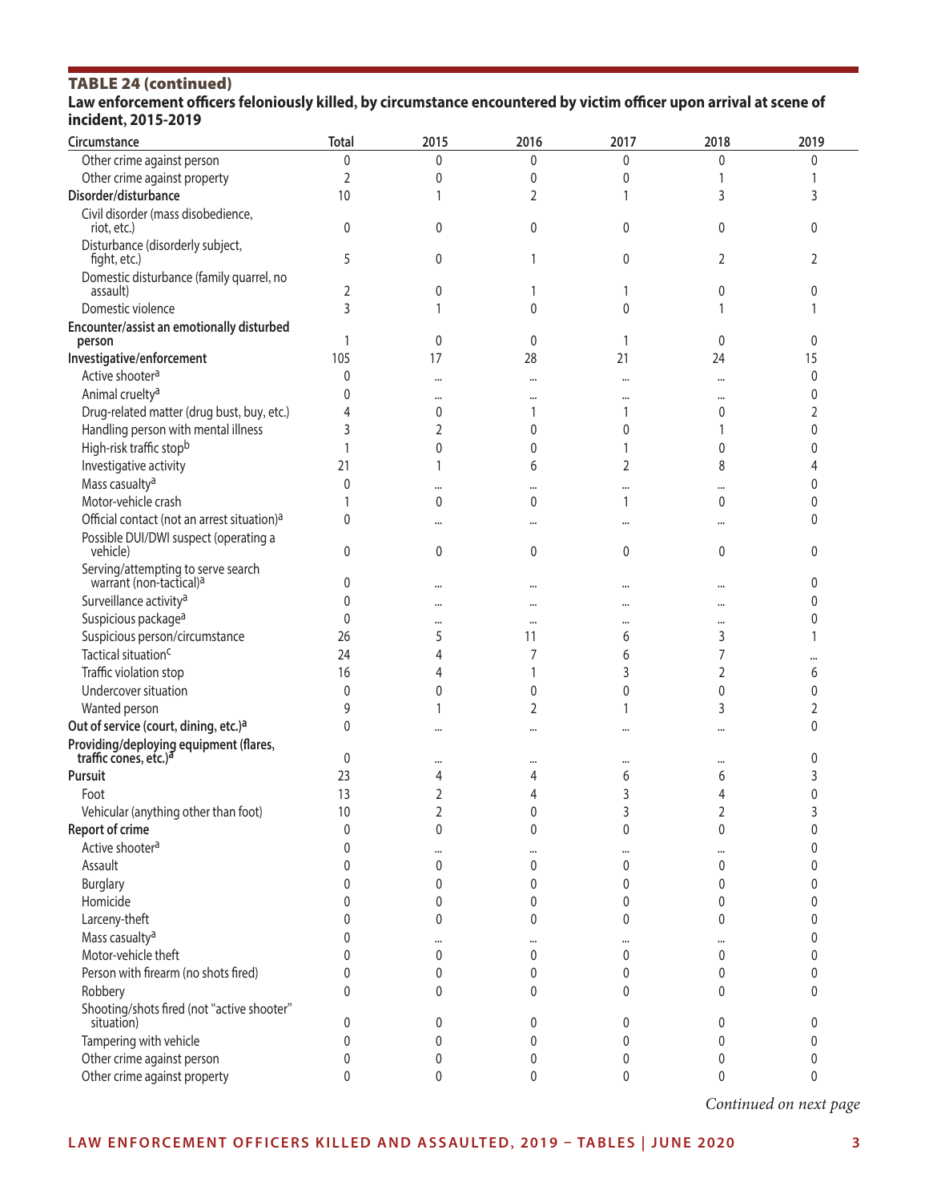## TABLE 24 (continued)

**Law enforcement officers feloniously killed, by circumstance encountered by victim officer upon arrival at scene of incident, 2015-2019**

| Circumstance | Total | 2015 | 2016 | 2017 | 2018 | 2019 |
|---|---|---|---|---|---|---|
| Other crime against person | 0 | 0 | 0 | 0 | 0 | 0 |
| Other crime against property | 2 | 0 | 0 | 0 | 1 | 1 |
| **Disorder/disturbance** | 10 | 1 | 2 | 1 | 3 | 3 |
| Civil disorder (mass disobedience, riot, etc.) | 0 | 0 | 0 | 0 | 0 | 0 |
| Disturbance (disorderly subject, fight, etc.) | 5 | 0 | 1 | 0 | 2 | 2 |
| Domestic disturbance (family quarrel, no assault) | 2 | 0 | 1 | 1 | 0 | 0 |
| Domestic violence | 3 | 1 | 0 | 0 | 1 | 1 |
| **Encounter/assist an emotionally disturbed person** | 1 | 0 | 0 | 1 | 0 | 0 |
| **Investigative/enforcement** | 105 | 17 | 28 | 21 | 24 | 15 |
| Active shooter[a] | 0 | ... | ... | ... | ... | 0 |
| Animal cruelty[a] | 0 | ... | ... | ... | ... | 0 |
| Drug-related matter (drug bust, buy, etc.) | 4 | 0 | 1 | 1 | 0 | 2 |
| Handling person with mental illness | 3 | 2 | 0 | 0 | 1 | 0 |
| High-risk traffic stop[b] | 1 | 0 | 0 | 1 | 0 | 0 |
| Investigative activity | 21 | 1 | 6 | 2 | 8 | 4 |
| Mass casualty[a] | 0 | ... | ... | ... | ... | 0 |
| Motor-vehicle crash | 1 | 0 | 0 | 1 | 0 | 0 |
| Official contact (not an arrest situation)[a] | 0 | ... | ... | ... | ... | 0 |
| Possible DUI/DWI suspect (operating a vehicle) | 0 | 0 | 0 | 0 | 0 | 0 |
| Serving/attempting to serve search warrant (non-tactical)[a] | 0 | ... | ... | ... | ... | 0 |
| Surveillance activity[a] | 0 | ... | ... | ... | ... | 0 |
| Suspicious package[a] | 0 | ... | ... | ... | ... | 0 |
| Suspicious person/circumstance | 26 | 5 | 11 | 6 | 3 | 1 |
| Tactical situation[c] | 24 | 4 | 7 | 6 | 7 | ... |
| Traffic violation stop | 16 | 4 | 1 | 3 | 2 | 6 |
| Undercover situation | 0 | 0 | 0 | 0 | 0 | 0 |
| Wanted person | 9 | 1 | 2 | 1 | 3 | 2 |
| **Out of service (court, dining, etc.)[a]** | 0 | ... | ... | ... | ... | 0 |
| **Providing/deploying equipment (flares, traffic cones, etc.)[a]** | 0 | ... | ... | ... | ... | 0 |
| **Pursuit** | 23 | 4 | 4 | 6 | 6 | 3 |
| Foot | 13 | 2 | 4 | 3 | 4 | 0 |
| Vehicular (anything other than foot) | 10 | 2 | 0 | 3 | 2 | 3 |
| **Report of crime** | 0 | 0 | 0 | 0 | 0 | 0 |
| Active shooter[a] | 0 | ... | ... | ... | ... | 0 |
| Assault | 0 | 0 | 0 | 0 | 0 | 0 |
| Burglary | 0 | 0 | 0 | 0 | 0 | 0 |
| Homicide | 0 | 0 | 0 | 0 | 0 | 0 |
| Larceny-theft | 0 | 0 | 0 | 0 | 0 | 0 |
| Mass casualty[a] | 0 | ... | ... | ... | ... | 0 |
| Motor-vehicle theft | 0 | 0 | 0 | 0 | 0 | 0 |
| Person with firearm (no shots fired) | 0 | 0 | 0 | 0 | 0 | 0 |
| Robbery | 0 | 0 | 0 | 0 | 0 | 0 |
| Shooting/shots fired (not "active shooter" situation) | 0 | 0 | 0 | 0 | 0 | 0 |
| Tampering with vehicle | 0 | 0 | 0 | 0 | 0 | 0 |
| Other crime against person | 0 | 0 | 0 | 0 | 0 | 0 |
| Other crime against property | 0 | 0 | 0 | 0 | 0 | 0 |

*Continued on next page*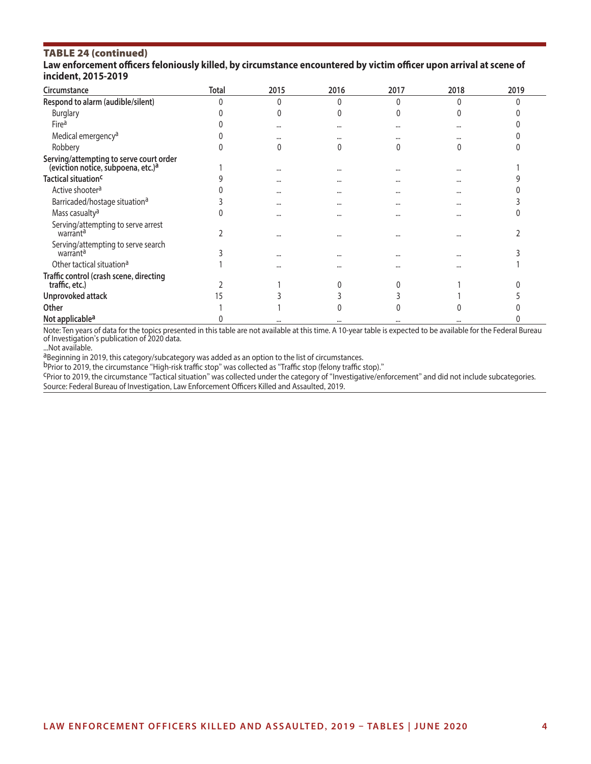## TABLE 24 (continued)

**Law enforcement officers feloniously killed, by circumstance encountered by victim officer upon arrival at scene of incident, 2015-2019**

| Circumstance | Total | 2015 | 2016 | 2017 | 2018 | 2019 |
|---|---|---|---|---|---|---|
| **Respond to alarm (audible/silent)** | 0 | 0 | 0 | 0 | 0 | 0 |
| Burglary | 0 | 0 | 0 | 0 | 0 | 0 |
| Fire[a] | 0 | ... | ... | ... | ... | 0 |
| Medical emergency[a] | 0 | ... | ... | ... | ... | 0 |
| Robbery | 0 | 0 | 0 | 0 | 0 | 0 |
| **Serving/attempting to serve court order (eviction notice, subpoena, etc.)[a]** | 1 | ... | ... | ... | ... | 1 |
| **Tactical situation[c]** | 9 | ... | ... | ... | ... | 9 |
| Active shooter[a] | 0 | ... | ... | ... | ... | 0 |
| Barricaded/hostage situation[a] | 3 | ... | ... | ... | ... | 3 |
| Mass casualty[a] | 0 | ... | ... | ... | ... | 0 |
| Serving/attempting to serve arrest warrant[a] | 2 | ... | ... | ... | ... | 2 |
| Serving/attempting to serve search warrant[a] | 3 | ... | ... | ... | ... | 3 |
| Other tactical situation[a] | 1 | ... | ... | ... | ... | 1 |
| **Traffic control (crash scene, directing traffic, etc.)** | 2 | 1 | 0 | 0 | 1 | 0 |
| **Unprovoked attack** | 15 | 3 | 3 | 3 | 1 | 5 |
| **Other** | 1 | 1 | 0 | 0 | 0 | 0 |
| **Not applicable[a]** | 0 | ... | ... | ... | ... | 0 |

Note: Ten years of data for the topics presented in this table are not available at this time. A 10-year table is expected to be available for the Federal Bureau of Investigation's publication of 2020 data.

...Not available.

[a]Beginning in 2019, this category/subcategory was added as an option to the list of circumstances.

[b]Prior to 2019, the circumstance "High-risk traffic stop" was collected as "Traffic stop (felony traffic stop)."

[c]Prior to 2019, the circumstance "Tactical situation" was collected under the category of "Investigative/enforcement" and did not include subcategories.

Source: Federal Bureau of Investigation, Law Enforcement Officers Killed and Assaulted, 2019.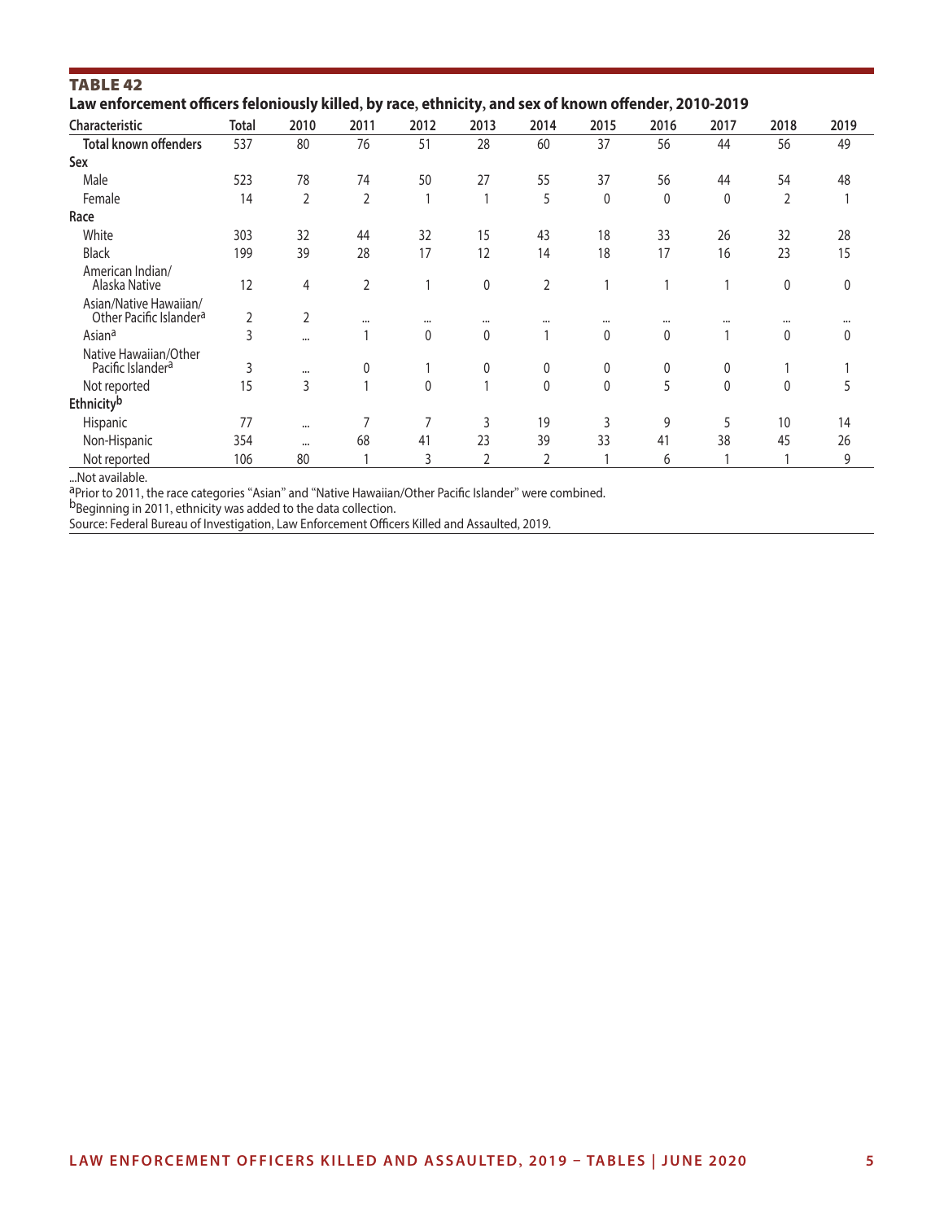## TABLE 42

**Law enforcement officers feloniously killed, by race, ethnicity, and sex of known offender, 2010-2019**

| Characteristic | Total | 2010 | 2011 | 2012 | 2013 | 2014 | 2015 | 2016 | 2017 | 2018 | 2019 |
|---|---|---|---|---|---|---|---|---|---|---|---|
| **Total known offenders** | 537 | 80 | 76 | 51 | 28 | 60 | 37 | 56 | 44 | 56 | 49 |
| **Sex** | | | | | | | | | | | |
| Male | 523 | 78 | 74 | 50 | 27 | 55 | 37 | 56 | 44 | 54 | 48 |
| Female | 14 | 2 | 2 | 1 | 1 | 5 | 0 | 0 | 0 | 2 | 1 |
| **Race** | | | | | | | | | | | |
| White | 303 | 32 | 44 | 32 | 15 | 43 | 18 | 33 | 26 | 32 | 28 |
| Black | 199 | 39 | 28 | 17 | 12 | 14 | 18 | 17 | 16 | 23 | 15 |
| American Indian/ Alaska Native | 12 | 4 | 2 | 1 | 0 | 2 | 1 | 1 | 1 | 0 | 0 |
| Asian/Native Hawaiian/ Other Pacific Islander[a] | 2 | 2 | ... | ... | ... | ... | ... | ... | ... | ... | ... |
| Asian[a] | 3 | ... | 1 | 0 | 0 | 1 | 0 | 0 | 1 | 0 | 0 |
| Native Hawaiian/Other Pacific Islander[a] | 3 | ... | 0 | 1 | 0 | 0 | 0 | 0 | 0 | 1 | 1 |
| Not reported | 15 | 3 | 1 | 0 | 1 | 0 | 0 | 5 | 0 | 0 | 5 |
| **Ethnicity[b]** | | | | | | | | | | | |
| Hispanic | 77 | ... | 7 | 7 | 3 | 19 | 3 | 9 | 5 | 10 | 14 |
| Non-Hispanic | 354 | ... | 68 | 41 | 23 | 39 | 33 | 41 | 38 | 45 | 26 |
| Not reported | 106 | 80 | 1 | 3 | 2 | 2 | 1 | 6 | 1 | 1 | 9 |

...Not available.

[a]Prior to 2011, the race categories "Asian" and "Native Hawaiian/Other Pacific Islander" were combined.

[b]Beginning in 2011, ethnicity was added to the data collection.

Source: Federal Bureau of Investigation, Law Enforcement Officers Killed and Assaulted, 2019.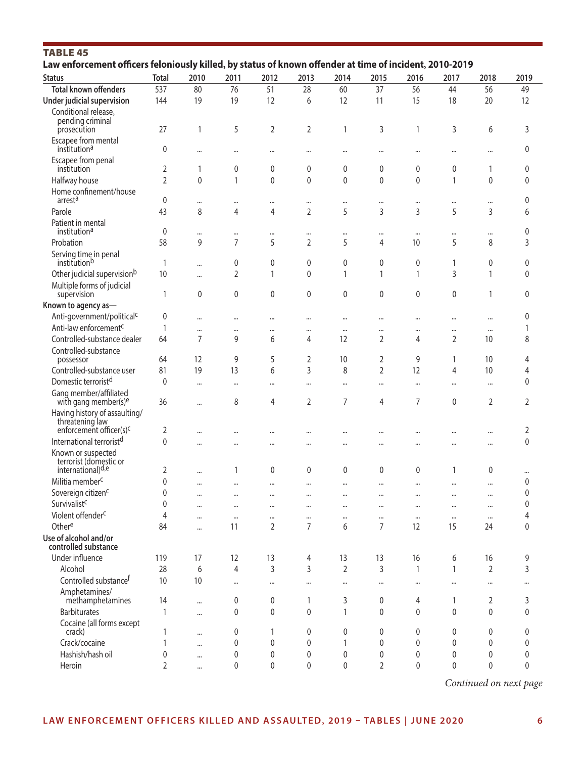**TABLE 45**

**Law enforcement officers feloniously killed, by status of known offender at time of incident, 2010-2019**

| Status | Total | 2010 | 2011 | 2012 | 2013 | 2014 | 2015 | 2016 | 2017 | 2018 | 2019 |
|---|---|---|---|---|---|---|---|---|---|---|---|
| **Total known offenders** | 537 | 80 | 76 | 51 | 28 | 60 | 37 | 56 | 44 | 56 | 49 |
| **Under judicial supervision** | 144 | 19 | 19 | 12 | 6 | 12 | 11 | 15 | 18 | 20 | 12 |
| Conditional release, pending criminal prosecution | 27 | 1 | 5 | 2 | 2 | 1 | 3 | 1 | 3 | 6 | 3 |
| Escapee from mental institution[a] | 0 | ... | ... | ... | ... | ... | ... | ... | ... | ... | 0 |
| Escapee from penal institution | 2 | 1 | 0 | 0 | 0 | 0 | 0 | 0 | 0 | 1 | 0 |
| Halfway house | 2 | 0 | 1 | 0 | 0 | 0 | 0 | 0 | 1 | 0 | 0 |
| Home confinement/house arrest[a] | 0 | ... | ... | ... | ... | ... | ... | ... | ... | ... | 0 |
| Parole | 43 | 8 | 4 | 4 | 2 | 5 | 3 | 3 | 5 | 3 | 6 |
| Patient in mental institution[a] | 0 | ... | ... | ... | ... | ... | ... | ... | ... | ... | 0 |
| Probation | 58 | 9 | 7 | 5 | 2 | 5 | 4 | 10 | 5 | 8 | 3 |
| Serving time in penal institution[b] | 1 | ... | 0 | 0 | 0 | 0 | 0 | 0 | 1 | 0 | 0 |
| Other judicial supervision[b] | 10 | ... | 2 | 1 | 0 | 1 | 1 | 1 | 3 | 1 | 0 |
| Multiple forms of judicial supervision | 1 | 0 | 0 | 0 | 0 | 0 | 0 | 0 | 0 | 1 | 0 |
| **Known to agency as—** | | | | | | | | | | | |
| Anti-government/political[c] | 0 | ... | ... | ... | ... | ... | ... | ... | ... | ... | 0 |
| Anti-law enforcement[c] | 1 | ... | ... | ... | ... | ... | ... | ... | ... | ... | 1 |
| Controlled-substance dealer | 64 | 7 | 9 | 6 | 4 | 12 | 2 | 4 | 2 | 10 | 8 |
| Controlled-substance possessor | 64 | 12 | 9 | 5 | 2 | 10 | 2 | 9 | 1 | 10 | 4 |
| Controlled-substance user | 81 | 19 | 13 | 6 | 3 | 8 | 2 | 12 | 4 | 10 | 4 |
| Domestic terrorist[d] | 0 | ... | ... | ... | ... | ... | ... | ... | ... | ... | 0 |
| Gang member/affiliated with gang member(s)[e] | 36 | ... | 8 | 4 | 2 | 7 | 4 | 7 | 0 | 2 | 2 |
| Having history of assaulting/threatening law enforcement officer(s)[c] | 2 | ... | ... | ... | ... | ... | ... | ... | ... | ... | 2 |
| International terrorist[d] | 0 | ... | ... | ... | ... | ... | ... | ... | ... | ... | 0 |
| Known or suspected terrorist (domestic or international)[d,e] | 2 | ... | 1 | 0 | 0 | 0 | 0 | 0 | 1 | 0 | ... |
| Militia member[c] | 0 | ... | ... | ... | ... | ... | ... | ... | ... | ... | 0 |
| Sovereign citizen[c] | 0 | ... | ... | ... | ... | ... | ... | ... | ... | ... | 0 |
| Survivalist[c] | 0 | ... | ... | ... | ... | ... | ... | ... | ... | ... | 0 |
| Violent offender[c] | 4 | ... | ... | ... | ... | ... | ... | ... | ... | ... | 4 |
| Other[e] | 84 | ... | 11 | 2 | 7 | 6 | 7 | 12 | 15 | 24 | 0 |
| **Use of alcohol and/or controlled substance** | | | | | | | | | | | |
| Under influence | 119 | 17 | 12 | 13 | 4 | 13 | 13 | 16 | 6 | 16 | 9 |
| Alcohol | 28 | 6 | 4 | 3 | 3 | 2 | 3 | 1 | 1 | 2 | 3 |
| Controlled substance[f] | 10 | 10 | ... | ... | ... | ... | ... | ... | ... | ... | ... |
| Amphetamines/methamphetamines | 14 | ... | 0 | 0 | 1 | 3 | 0 | 4 | 1 | 2 | 3 |
| Barbiturates | 1 | ... | 0 | 0 | 0 | 1 | 0 | 0 | 0 | 0 | 0 |
| Cocaine (all forms except crack) | 1 | ... | 0 | 1 | 0 | 0 | 0 | 0 | 0 | 0 | 0 |
| Crack/cocaine | 1 | ... | 0 | 0 | 0 | 1 | 0 | 0 | 0 | 0 | 0 |
| Hashish/hash oil | 0 | ... | 0 | 0 | 0 | 0 | 0 | 0 | 0 | 0 | 0 |
| Heroin | 2 | ... | 0 | 0 | 0 | 0 | 2 | 0 | 0 | 0 | 0 |

*Continued on next page*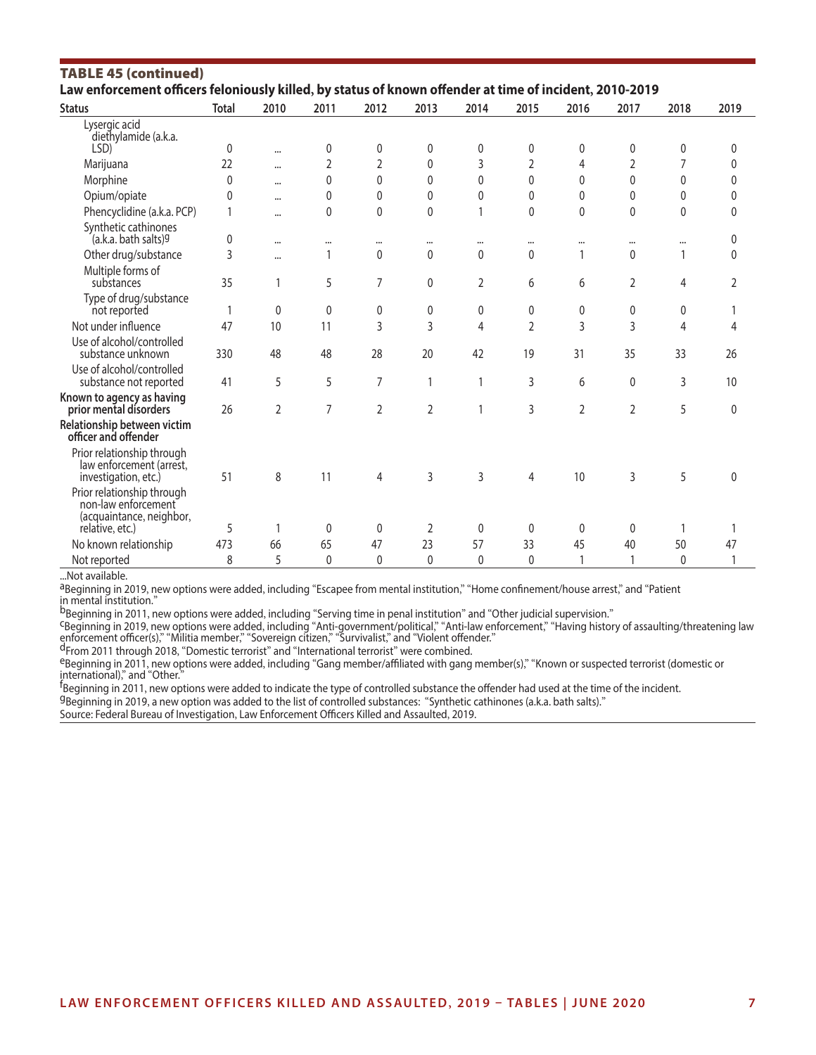**TABLE 45 (continued)**

**Law enforcement officers feloniously killed, by status of known offender at time of incident, 2010-2019**

| Status | Total | 2010 | 2011 | 2012 | 2013 | 2014 | 2015 | 2016 | 2017 | 2018 | 2019 |
|---|---|---|---|---|---|---|---|---|---|---|---|
| Lysergic acid diethylamide (a.k.a. LSD) | 0 | ... | 0 | 0 | 0 | 0 | 0 | 0 | 0 | 0 | 0 |
| Marijuana | 22 | ... | 2 | 2 | 0 | 3 | 2 | 4 | 2 | 7 | 0 |
| Morphine | 0 | ... | 0 | 0 | 0 | 0 | 0 | 0 | 0 | 0 | 0 |
| Opium/opiate | 0 | ... | 0 | 0 | 0 | 0 | 0 | 0 | 0 | 0 | 0 |
| Phencyclidine (a.k.a. PCP) | 1 | ... | 0 | 0 | 0 | 1 | 0 | 0 | 0 | 0 | 0 |
| Synthetic cathinones (a.k.a. bath salts)[g] | 0 | ... | ... | ... | ... | ... | ... | ... | ... | ... | 0 |
| Other drug/substance | 3 | ... | 1 | 0 | 0 | 0 | 0 | 1 | 0 | 1 | 0 |
| Multiple forms of substances | 35 | 1 | 5 | 7 | 0 | 2 | 6 | 6 | 2 | 4 | 2 |
| Type of drug/substance not reported | 1 | 0 | 0 | 0 | 0 | 0 | 0 | 0 | 0 | 0 | 1 |
| Not under influence | 47 | 10 | 11 | 3 | 3 | 4 | 2 | 3 | 3 | 4 | 4 |
| Use of alcohol/controlled substance unknown | 330 | 48 | 48 | 28 | 20 | 42 | 19 | 31 | 35 | 33 | 26 |
| Use of alcohol/controlled substance not reported | 41 | 5 | 5 | 7 | 1 | 1 | 3 | 6 | 0 | 3 | 10 |
| **Known to agency as having prior mental disorders** | 26 | 2 | 7 | 2 | 2 | 1 | 3 | 2 | 2 | 5 | 0 |
| **Relationship between victim officer and offender** | | | | | | | | | | | |
| Prior relationship through law enforcement (arrest, investigation, etc.) | 51 | 8 | 11 | 4 | 3 | 3 | 4 | 10 | 3 | 5 | 0 |
| Prior relationship through non-law enforcement (acquaintance, neighbor, relative, etc.) | 5 | 1 | 0 | 0 | 2 | 0 | 0 | 0 | 0 | 1 | 1 |
| No known relationship | 473 | 66 | 65 | 47 | 23 | 57 | 33 | 45 | 40 | 50 | 47 |
| Not reported | 8 | 5 | 0 | 0 | 0 | 0 | 0 | 1 | 1 | 0 | 1 |

...Not available.

[a]Beginning in 2019, new options were added, including "Escapee from mental institution," "Home confinement/house arrest," and "Patient in mental institution."

[b]Beginning in 2011, new options were added, including "Serving time in penal institution" and "Other judicial supervision."

[c]Beginning in 2019, new options were added, including "Anti-government/political," "Anti-law enforcement," "Having history of assaulting/threatening law enforcement officer(s)," "Militia member," "Sovereign citizen," "Survivalist," and "Violent offender."

[d]From 2011 through 2018, "Domestic terrorist" and "International terrorist" were combined.

[e]Beginning in 2011, new options were added, including "Gang member/affiliated with gang member(s)," "Known or suspected terrorist (domestic or international)," and "Other."

[f]Beginning in 2011, new options were added to indicate the type of controlled substance the offender had used at the time of the incident.

[g]Beginning in 2019, a new option was added to the list of controlled substances: "Synthetic cathinones (a.k.a. bath salts)."

Source: Federal Bureau of Investigation, Law Enforcement Officers Killed and Assaulted, 2019.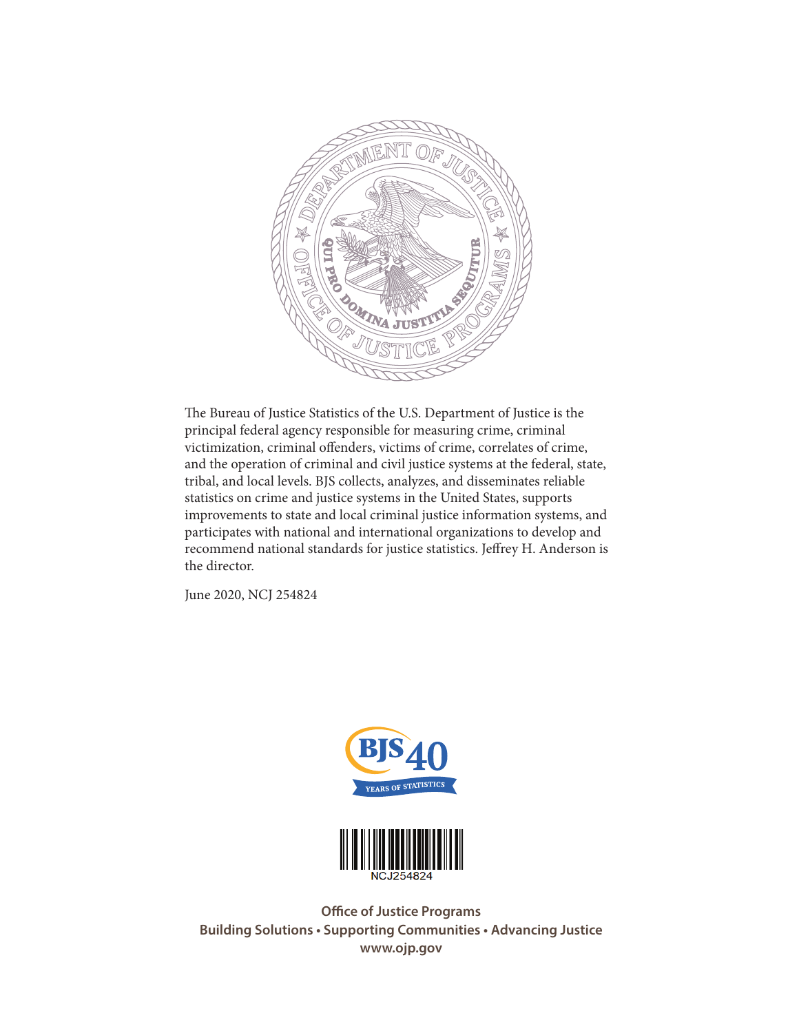The Bureau of Justice Statistics of the U.S. Department of Justice is the principal federal agency responsible for measuring crime, criminal victimization, criminal offenders, victims of crime, correlates of crime, and the operation of criminal and civil justice systems at the federal, state, tribal, and local levels. BJS collects, analyzes, and disseminates reliable statistics on crime and justice systems in the United States, supports improvements to state and local criminal justice information systems, and participates with national and international organizations to develop and recommend national standards for justice statistics. Jeffrey H. Anderson is the director.

June 2020, NCJ 254824

NCJ254824

**Office of Justice Programs**
**Building Solutions • Supporting Communities • Advancing Justice**
**www.ojp.gov**